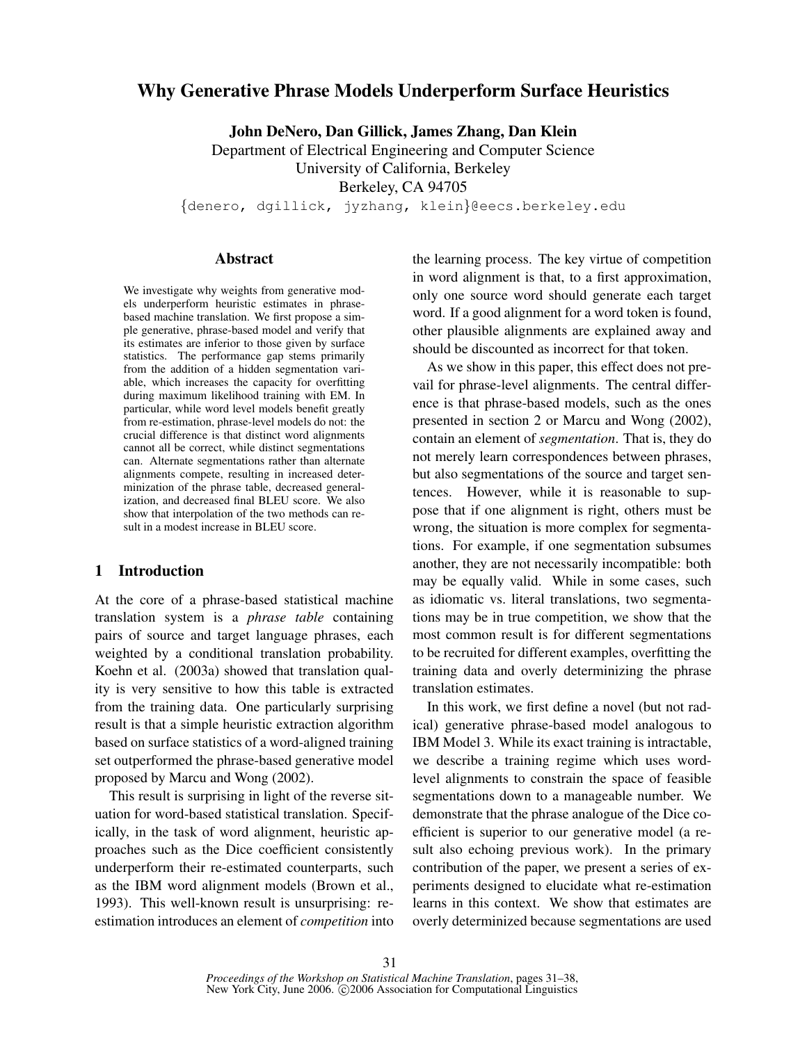# Why Generative Phrase Models Underperform Surface Heuristics

**John DeNero, Dan Gillick, James Zhang, Dan Klein**

Department of Electrical Engineering and Computer Science
University of California, Berkeley
Berkeley, CA 94705

{denero, dgillick, jyzhang, klein}@eecs.berkeley.edu

## Abstract

We investigate why weights from generative models underperform heuristic estimates in phrase-based machine translation. We first propose a simple generative, phrase-based model and verify that its estimates are inferior to those given by surface statistics. The performance gap stems primarily from the addition of a hidden segmentation variable, which increases the capacity for overfitting during maximum likelihood training with EM. In particular, while word level models benefit greatly from re-estimation, phrase-level models do not: the crucial difference is that distinct word alignments cannot all be correct, while distinct segmentations can. Alternate segmentations rather than alternate alignments compete, resulting in increased determinization of the phrase table, decreased generalization, and decreased final BLEU score. We also show that interpolation of the two methods can result in a modest increase in BLEU score.

## 1 Introduction

At the core of a phrase-based statistical machine translation system is a *phrase table* containing pairs of source and target language phrases, each weighted by a conditional translation probability. Koehn et al. (2003a) showed that translation quality is very sensitive to how this table is extracted from the training data. One particularly surprising result is that a simple heuristic extraction algorithm based on surface statistics of a word-aligned training set outperformed the phrase-based generative model proposed by Marcu and Wong (2002).

This result is surprising in light of the reverse situation for word-based statistical translation. Specifically, in the task of word alignment, heuristic approaches such as the Dice coefficient consistently underperform their re-estimated counterparts, such as the IBM word alignment models (Brown et al., 1993). This well-known result is unsurprising: re-estimation introduces an element of *competition* into the learning process. The key virtue of competition in word alignment is that, to a first approximation, only one source word should generate each target word. If a good alignment for a word token is found, other plausible alignments are explained away and should be discounted as incorrect for that token.

As we show in this paper, this effect does not prevail for phrase-level alignments. The central difference is that phrase-based models, such as the ones presented in section 2 or Marcu and Wong (2002), contain an element of *segmentation*. That is, they do not merely learn correspondences between phrases, but also segmentations of the source and target sentences. However, while it is reasonable to suppose that if one alignment is right, others must be wrong, the situation is more complex for segmentations. For example, if one segmentation subsumes another, they are not necessarily incompatible: both may be equally valid. While in some cases, such as idiomatic vs. literal translations, two segmentations may be in true competition, we show that the most common result is for different segmentations to be recruited for different examples, overfitting the training data and overly determinizing the phrase translation estimates.

In this work, we first define a novel (but not radical) generative phrase-based model analogous to IBM Model 3. While its exact training is intractable, we describe a training regime which uses word-level alignments to constrain the space of feasible segmentations down to a manageable number. We demonstrate that the phrase analogue of the Dice coefficient is superior to our generative model (a result also echoing previous work). In the primary contribution of the paper, we present a series of experiments designed to elucidate what re-estimation learns in this context. We show that estimates are overly determinized because segmentations are used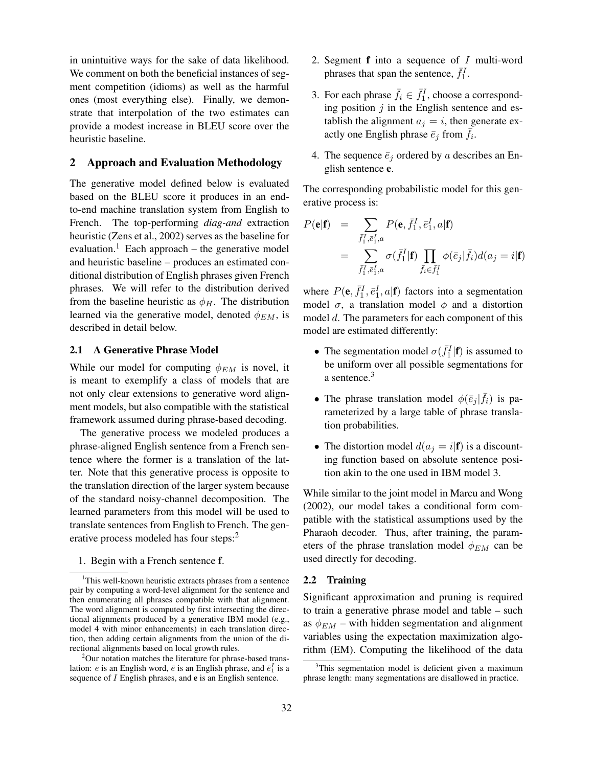in unintuitive ways for the sake of data likelihood. We comment on both the beneficial instances of segment competition (idioms) as well as the harmful ones (most everything else). Finally, we demonstrate that interpolation of the two estimates can provide a modest increase in BLEU score over the heuristic baseline.

## 2 Approach and Evaluation Methodology

The generative model defined below is evaluated based on the BLEU score it produces in an end-to-end machine translation system from English to French. The top-performing *diag-and* extraction heuristic (Zens et al., 2002) serves as the baseline for evaluation.[1] Each approach – the generative model and heuristic baseline – produces an estimated conditional distribution of English phrases given French phrases. We will refer to the distribution derived from the baseline heuristic as $\phi_H$. The distribution learned via the generative model, denoted $\phi_{EM}$, is described in detail below.

### 2.1 A Generative Phrase Model

While our model for computing $\phi_{EM}$ is novel, it is meant to exemplify a class of models that are not only clear extensions to generative word alignment models, but also compatible with the statistical framework assumed during phrase-based decoding.

The generative process we modeled produces a phrase-aligned English sentence from a French sentence where the former is a translation of the latter. Note that this generative process is opposite to the translation direction of the larger system because of the standard noisy-channel decomposition. The learned parameters from this model will be used to translate sentences from English to French. The generative process modeled has four steps:[2]

1. Begin with a French sentence $\mathbf{f}$.
2. Segment $\mathbf{f}$ into a sequence of $I$ multi-word phrases that span the sentence, $\bar{f}_1^I$.
3. For each phrase $\bar{f}_i \in \bar{f}_1^I$, choose a corresponding position $j$ in the English sentence and establish the alignment $a_j = i$, then generate exactly one English phrase $\bar{e}_j$ from $\bar{f}_i$.
4. The sequence $\bar{e}_j$ ordered by $a$ describes an English sentence $\mathbf{e}$.

The corresponding probabilistic model for this generative process is:

$$
\begin{aligned}
P(\mathbf{e}|\mathbf{f}) &= \sum_{\bar{f}_1^I, \bar{e}_1^I, a} P(\mathbf{e}, \bar{f}_1^I, \bar{e}_1^I, a|\mathbf{f}) \\
&= \sum_{\bar{f}_1^I, \bar{e}_1^I, a} \sigma(\bar{f}_1^I|\mathbf{f}) \prod_{\bar{f}_i \in \bar{f}_1^I} \phi(\bar{e}_j|\bar{f}_i) d(a_j = i|\mathbf{f})
\end{aligned}
$$

where $P(\mathbf{e}, \bar{f}_1^I, \bar{e}_1^I, a|\mathbf{f})$ factors into a segmentation model $\sigma$, a translation model $\phi$ and a distortion model $d$. The parameters for each component of this model are estimated differently:

- The segmentation model $\sigma(\bar{f}_1^I|\mathbf{f})$ is assumed to be uniform over all possible segmentations for a sentence.[3]
- The phrase translation model $\phi(\bar{e}_j|\bar{f}_i)$ is parameterized by a large table of phrase translation probabilities.
- The distortion model $d(a_j = i|\mathbf{f})$ is a discounting function based on absolute sentence position akin to the one used in IBM model 3.

While similar to the joint model in Marcu and Wong (2002), our model takes a conditional form compatible with the statistical assumptions used by the Pharaoh decoder. Thus, after training, the parameters of the phrase translation model $\phi_{EM}$ can be used directly for decoding.

### 2.2 Training

Significant approximation and pruning is required to train a generative phrase model and table – such as $\phi_{EM}$ – with hidden segmentation and alignment variables using the expectation maximization algorithm (EM). Computing the likelihood of the data

[1] This well-known heuristic extracts phrases from a sentence pair by computing a word-level alignment for the sentence and then enumerating all phrases compatible with that alignment. The word alignment is computed by first intersecting the directional alignments produced by a generative IBM model (e.g., model 4 with minor enhancements) in each translation direction, then adding certain alignments from the union of the directional alignments based on local growth rules.

[2] Our notation matches the literature for phrase-based translation: $e$ is an English word, $\bar{e}$ is an English phrase, and $\bar{e}_1^I$ is a sequence of $I$ English phrases, and $\mathbf{e}$ is an English sentence.

[3] This segmentation model is deficient given a maximum phrase length: many segmentations are disallowed in practice.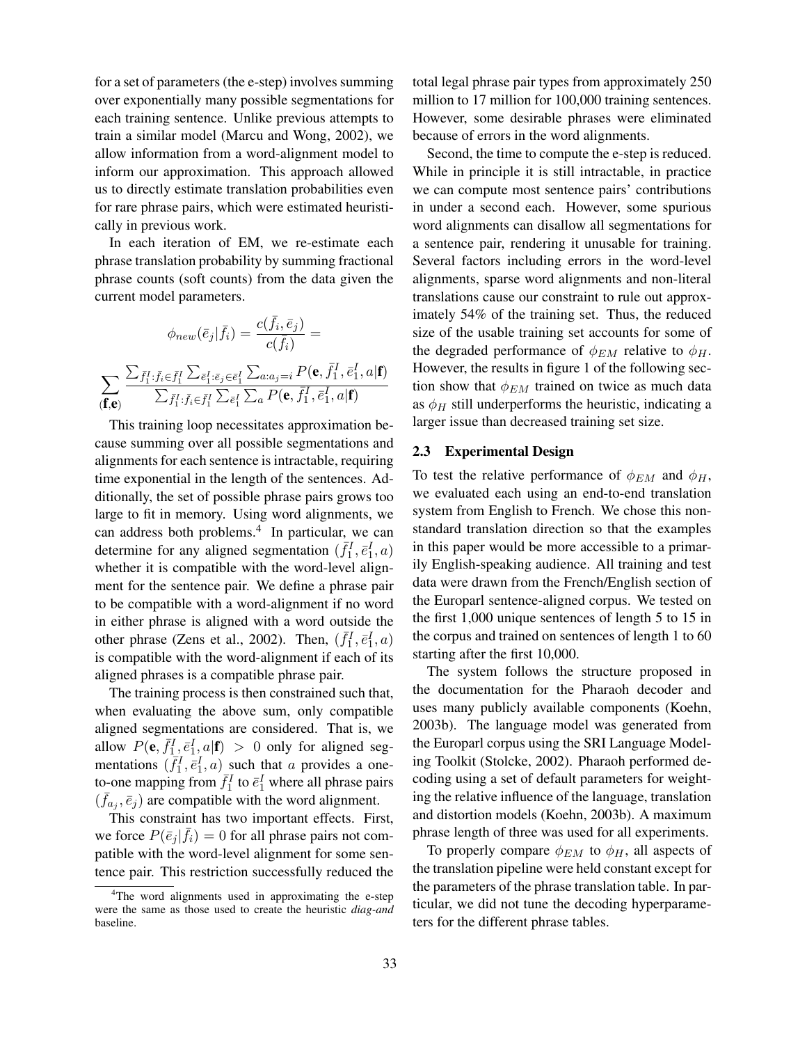for a set of parameters (the e-step) involves summing over exponentially many possible segmentations for each training sentence. Unlike previous attempts to train a similar model (Marcu and Wong, 2002), we allow information from a word-alignment model to inform our approximation. This approach allowed us to directly estimate translation probabilities even for rare phrase pairs, which were estimated heuristically in previous work.

In each iteration of EM, we re-estimate each phrase translation probability by summing fractional phrase counts (soft counts) from the data given the current model parameters.

$$\phi_{new}(\bar{e}_j|\bar{f}_i) = \frac{c(\bar{f}_i, \bar{e}_j)}{c(\bar{f}_i)} =$$

$$\sum_{(\mathbf{f},\mathbf{e})} \frac{\sum_{\bar{f}_1^I : \bar{f}_i \in \bar{f}_1^I} \sum_{\bar{e}_1^I : \bar{e}_j \in \bar{e}_1^I} \sum_{a: a_j = i} P(\mathbf{e}, \bar{f}_1^I, \bar{e}_1^I, a|\mathbf{f})}{\sum_{\bar{f}_1^I : \bar{f}_i \in \bar{f}_1^I} \sum_{\bar{e}_1^I} \sum_{a} P(\mathbf{e}, \bar{f}_1^I, \bar{e}_1^I, a|\mathbf{f})}$$

This training loop necessitates approximation because summing over all possible segmentations and alignments for each sentence is intractable, requiring time exponential in the length of the sentences. Additionally, the set of possible phrase pairs grows too large to fit in memory. Using word alignments, we can address both problems.[4] In particular, we can determine for any aligned segmentation $(\bar{f}_1^I, \bar{e}_1^I, a)$ whether it is compatible with the word-level alignment for the sentence pair. We define a phrase pair to be compatible with a word-alignment if no word in either phrase is aligned with a word outside the other phrase (Zens et al., 2002). Then, $(\bar{f}_1^I, \bar{e}_1^I, a)$ is compatible with the word-alignment if each of its aligned phrases is a compatible phrase pair.

The training process is then constrained such that, when evaluating the above sum, only compatible aligned segmentations are considered. That is, we allow $P(\mathbf{e}, \bar{f}_1^I, \bar{e}_1^I, a|\mathbf{f}) > 0$ only for aligned segmentations $(\bar{f}_1^I, \bar{e}_1^I, a)$ such that $a$ provides a one-to-one mapping from $\bar{f}_1^I$ to $\bar{e}_1^I$ where all phrase pairs $(\bar{f}_{a_j}, \bar{e}_j)$ are compatible with the word alignment.

This constraint has two important effects. First, we force $P(\bar{e}_j|\bar{f}_i) = 0$ for all phrase pairs not compatible with the word-level alignment for some sentence pair. This restriction successfully reduced the total legal phrase pair types from approximately 250 million to 17 million for 100,000 training sentences. However, some desirable phrases were eliminated because of errors in the word alignments.

Second, the time to compute the e-step is reduced. While in principle it is still intractable, in practice we can compute most sentence pairs' contributions in under a second each. However, some spurious word alignments can disallow all segmentations for a sentence pair, rendering it unusable for training. Several factors including errors in the word-level alignments, sparse word alignments and non-literal translations cause our constraint to rule out approximately 54% of the training set. Thus, the reduced size of the usable training set accounts for some of the degraded performance of $\phi_{EM}$ relative to $\phi_H$. However, the results in figure 1 of the following section show that $\phi_{EM}$ trained on twice as much data as $\phi_H$ still underperforms the heuristic, indicating a larger issue than decreased training set size.

### 2.3 Experimental Design

To test the relative performance of $\phi_{EM}$ and $\phi_H$, we evaluated each using an end-to-end translation system from English to French. We chose this non-standard translation direction so that the examples in this paper would be more accessible to a primarily English-speaking audience. All training and test data were drawn from the French/English section of the Europarl sentence-aligned corpus. We tested on the first 1,000 unique sentences of length 5 to 15 in the corpus and trained on sentences of length 1 to 60 starting after the first 10,000.

The system follows the structure proposed in the documentation for the Pharaoh decoder and uses many publicly available components (Koehn, 2003b). The language model was generated from the Europarl corpus using the SRI Language Modeling Toolkit (Stolcke, 2002). Pharaoh performed decoding using a set of default parameters for weighting the relative influence of the language, translation and distortion models (Koehn, 2003b). A maximum phrase length of three was used for all experiments.

To properly compare $\phi_{EM}$ to $\phi_H$, all aspects of the translation pipeline were held constant except for the parameters of the phrase translation table. In particular, we did not tune the decoding hyperparameters for the different phrase tables.

[4] The word alignments used in approximating the e-step were the same as those used to create the heuristic *diag-and* baseline.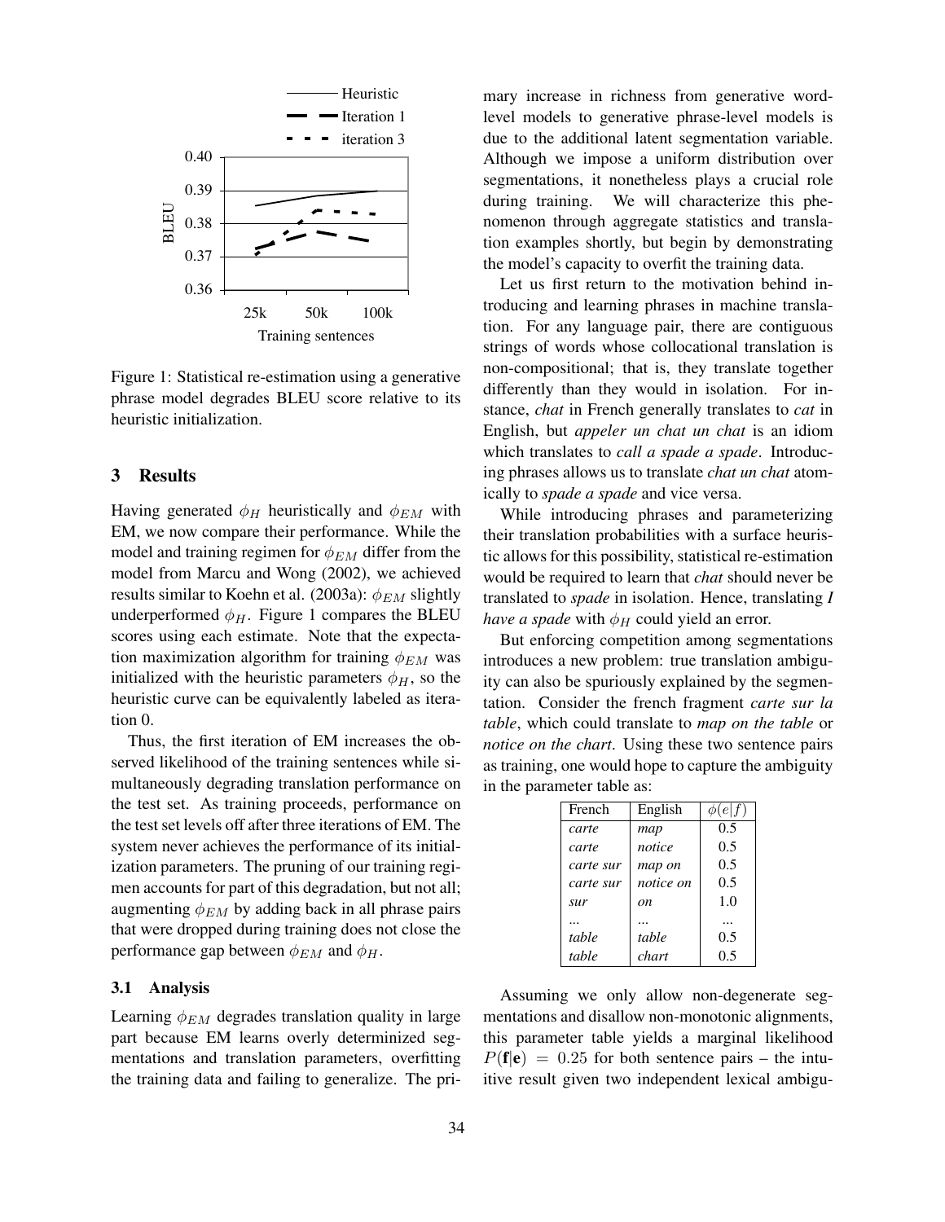Figure 1: Statistical re-estimation using a generative phrase model degrades BLEU score relative to its heuristic initialization.

## 3 Results

Having generated $\phi_H$ heuristically and $\phi_{EM}$ with EM, we now compare their performance. While the model and training regimen for $\phi_{EM}$ differ from the model from Marcu and Wong (2002), we achieved results similar to Koehn et al. (2003a): $\phi_{EM}$ slightly underperformed $\phi_H$. Figure 1 compares the BLEU scores using each estimate. Note that the expectation maximization algorithm for training $\phi_{EM}$ was initialized with the heuristic parameters $\phi_H$, so the heuristic curve can be equivalently labeled as iteration 0.

Thus, the first iteration of EM increases the observed likelihood of the training sentences while simultaneously degrading translation performance on the test set. As training proceeds, performance on the test set levels off after three iterations of EM. The system never achieves the performance of its initialization parameters. The pruning of our training regimen accounts for part of this degradation, but not all; augmenting $\phi_{EM}$ by adding back in all phrase pairs that were dropped during training does not close the performance gap between $\phi_{EM}$ and $\phi_H$.

### 3.1 Analysis

Learning $\phi_{EM}$ degrades translation quality in large part because EM learns overly determinized segmentations and translation parameters, overfitting the training data and failing to generalize. The primary increase in richness from generative word-level models to generative phrase-level models is due to the additional latent segmentation variable. Although we impose a uniform distribution over segmentations, it nonetheless plays a crucial role during training. We will characterize this phenomenon through aggregate statistics and translation examples shortly, but begin by demonstrating the model's capacity to overfit the training data.

Let us first return to the motivation behind introducing and learning phrases in machine translation. For any language pair, there are contiguous strings of words whose collocational translation is non-compositional; that is, they translate together differently than they would in isolation. For instance, *chat* in French generally translates to *cat* in English, but *appeler un chat un chat* is an idiom which translates to *call a spade a spade*. Introducing phrases allows us to translate *chat un chat* atomically to *spade a spade* and vice versa.

While introducing phrases and parameterizing their translation probabilities with a surface heuristic allows for this possibility, statistical re-estimation would be required to learn that *chat* should never be translated to *spade* in isolation. Hence, translating *I have a spade* with $\phi_H$ could yield an error.

But enforcing competition among segmentations introduces a new problem: true translation ambiguity can also be spuriously explained by the segmentation. Consider the french fragment *carte sur la table*, which could translate to *map on the table* or *notice on the chart*. Using these two sentence pairs as training, one would hope to capture the ambiguity in the parameter table as:

| French | English | $\phi(e\|f)$ |
|---|---|---|
| *carte* | *map* | 0.5 |
| *carte* | *notice* | 0.5 |
| *carte sur* | *map on* | 0.5 |
| *carte sur* | *notice on* | 0.5 |
| *sur* | *on* | 1.0 |
| ... | ... | ... |
| *table* | *table* | 0.5 |
| *table* | *chart* | 0.5 |

Assuming we only allow non-degenerate segmentations and disallow non-monotonic alignments, this parameter table yields a marginal likelihood $P(\mathbf{f}|\mathbf{e}) = 0.25$ for both sentence pairs – the intuitive result given two independent lexical ambigu-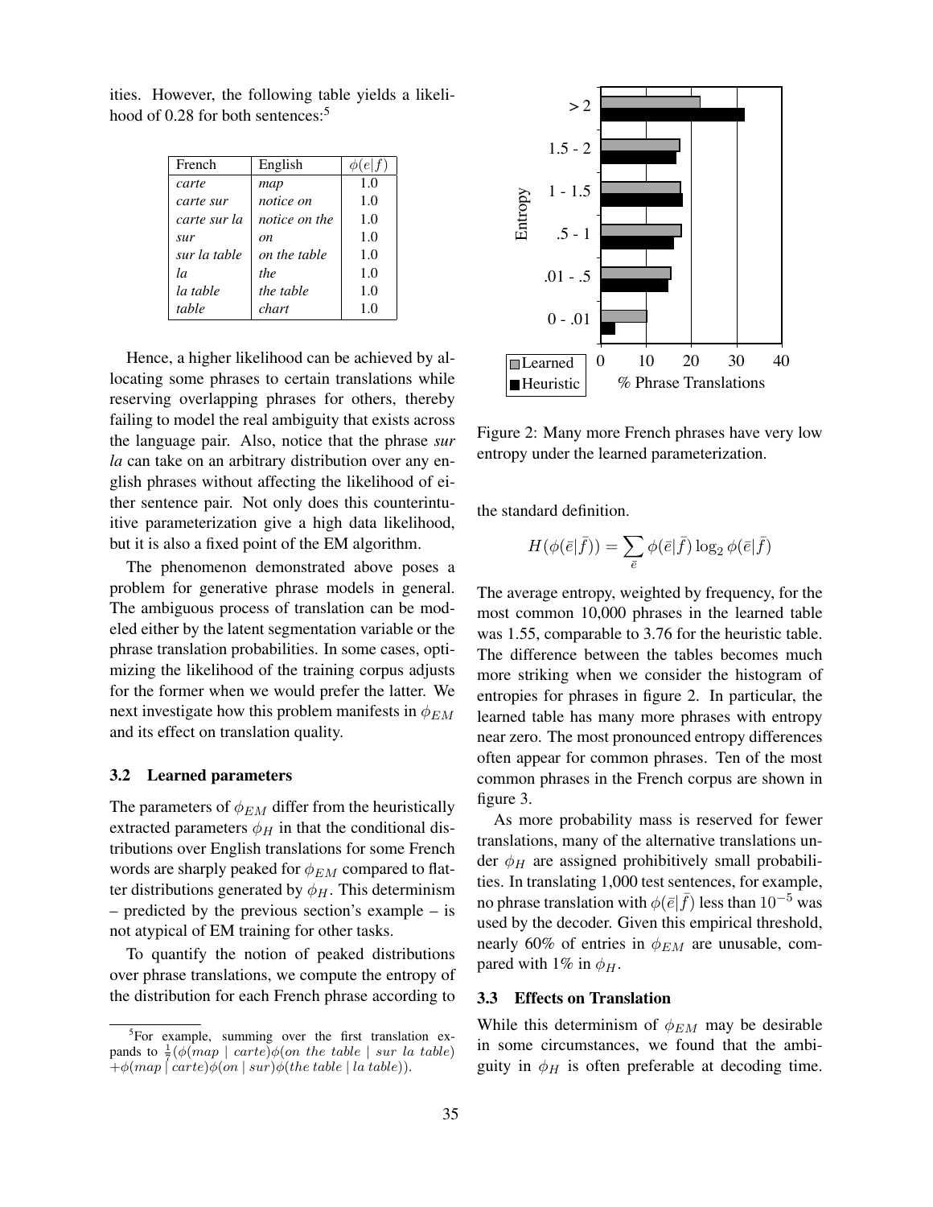ities. However, the following table yields a likelihood of 0.28 for both sentences:[5]

| French | English | $\phi(e\|f)$ |
|---|---|---|
| *carte* | *map* | 1.0 |
| *carte sur* | *notice on* | 1.0 |
| *carte sur la* | *notice on the* | 1.0 |
| *sur* | *on* | 1.0 |
| *sur la table* | *on the table* | 1.0 |
| *la* | *the* | 1.0 |
| *la table* | *the table* | 1.0 |
| *table* | *chart* | 1.0 |

Hence, a higher likelihood can be achieved by allocating some phrases to certain translations while reserving overlapping phrases for others, thereby failing to model the real ambiguity that exists across the language pair. Also, notice that the phrase *sur la* can take on an arbitrary distribution over any english phrases without affecting the likelihood of either sentence pair. Not only does this counterintuitive parameterization give a high data likelihood, but it is also a fixed point of the EM algorithm.

The phenomenon demonstrated above poses a problem for generative phrase models in general. The ambiguous process of translation can be modeled either by the latent segmentation variable or the phrase translation probabilities. In some cases, optimizing the likelihood of the training corpus adjusts for the former when we would prefer the latter. We next investigate how this problem manifests in $\phi_{EM}$ and its effect on translation quality.

### 3.2 Learned parameters

The parameters of $\phi_{EM}$ differ from the heuristically extracted parameters $\phi_H$ in that the conditional distributions over English translations for some French words are sharply peaked for $\phi_{EM}$ compared to flatter distributions generated by $\phi_H$. This determinism – predicted by the previous section's example – is not atypical of EM training for other tasks.

To quantify the notion of peaked distributions over phrase translations, we compute the entropy of the distribution for each French phrase according to the standard definition.

$$H(\phi(\bar{e}|\bar{f})) = \sum_{\bar{e}} \phi(\bar{e}|\bar{f}) \log_2 \phi(\bar{e}|\bar{f})$$

The average entropy, weighted by frequency, for the most common 10,000 phrases in the learned table was 1.55, comparable to 3.76 for the heuristic table. The difference between the tables becomes much more striking when we consider the histogram of entropies for phrases in figure 2. In particular, the learned table has many more phrases with entropy near zero. The most pronounced entropy differences often appear for common phrases. Ten of the most common phrases in the French corpus are shown in figure 3.

As more probability mass is reserved for fewer translations, many of the alternative translations under $\phi_H$ are assigned prohibitively small probabilities. In translating 1,000 test sentences, for example, no phrase translation with $\phi(\bar{e}|\bar{f})$ less than $10^{-5}$ was used by the decoder. Given this empirical threshold, nearly 60% of entries in $\phi_{EM}$ are unusable, compared with 1% in $\phi_H$.

Figure 2: Many more French phrases have very low entropy under the learned parameterization.

### 3.3 Effects on Translation

While this determinism of $\phi_{EM}$ may be desirable in some circumstances, we found that the ambiguity in $\phi_H$ is often preferable at decoding time.

[5] For example, summing over the first translation expands to $\frac{1}{7}(\phi(map \mid carte)\phi(on\ the\ table \mid sur\ la\ table) + \phi(map \mid carte)\phi(on \mid sur)\phi(the\ table \mid la\ table))$.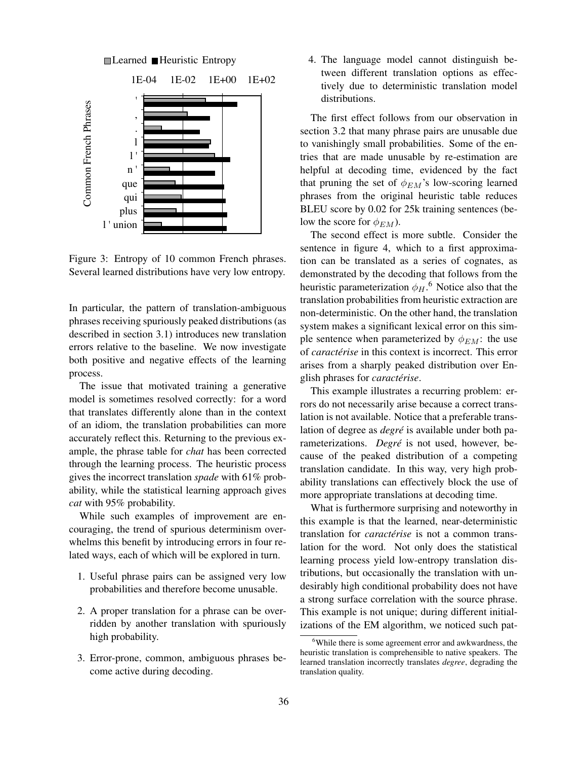Figure 3: Entropy of 10 common French phrases. Several learned distributions have very low entropy.

In particular, the pattern of translation-ambiguous phrases receiving spuriously peaked distributions (as described in section 3.1) introduces new translation errors relative to the baseline. We now investigate both positive and negative effects of the learning process.

The issue that motivated training a generative model is sometimes resolved correctly: for a word that translates differently alone than in the context of an idiom, the translation probabilities can more accurately reflect this. Returning to the previous example, the phrase table for *chat* has been corrected through the learning process. The heuristic process gives the incorrect translation *spade* with 61% probability, while the statistical learning approach gives *cat* with 95% probability.

While such examples of improvement are encouraging, the trend of spurious determinism overwhelms this benefit by introducing errors in four related ways, each of which will be explored in turn.

1. Useful phrase pairs can be assigned very low probabilities and therefore become unusable.
2. A proper translation for a phrase can be overridden by another translation with spuriously high probability.
3. Error-prone, common, ambiguous phrases become active during decoding.
4. The language model cannot distinguish between different translation options as effectively due to deterministic translation model distributions.

The first effect follows from our observation in section 3.2 that many phrase pairs are unusable due to vanishingly small probabilities. Some of the entries that are made unusable by re-estimation are helpful at decoding time, evidenced by the fact that pruning the set of $\phi_{EM}$'s low-scoring learned phrases from the original heuristic table reduces BLEU score by 0.02 for 25k training sentences (below the score for $\phi_{EM}$).

The second effect is more subtle. Consider the sentence in figure 4, which to a first approximation can be translated as a series of cognates, as demonstrated by the decoding that follows from the heuristic parameterization $\phi_H$.[6] Notice also that the translation probabilities from heuristic extraction are non-deterministic. On the other hand, the translation system makes a significant lexical error on this simple sentence when parameterized by $\phi_{EM}$: the use of *caractérise* in this context is incorrect. This error arises from a sharply peaked distribution over English phrases for *caractérise*.

This example illustrates a recurring problem: errors do not necessarily arise because a correct translation is not available. Notice that a preferable translation of degree as *degré* is available under both parameterizations. *Degré* is not used, however, because of the peaked distribution of a competing translation candidate. In this way, very high probability translations can effectively block the use of more appropriate translations at decoding time.

What is furthermore surprising and noteworthy in this example is that the learned, near-deterministic translation for *caractérise* is not a common translation for the word. Not only does the statistical learning process yield low-entropy translation distributions, but occasionally the translation with undesirably high conditional probability does not have a strong surface correlation with the source phrase. This example is not unique; during different initializations of the EM algorithm, we noticed such pat-

[6] While there is some agreement error and awkwardness, the heuristic translation is comprehensible to native speakers. The learned translation incorrectly translates *degree*, degrading the translation quality.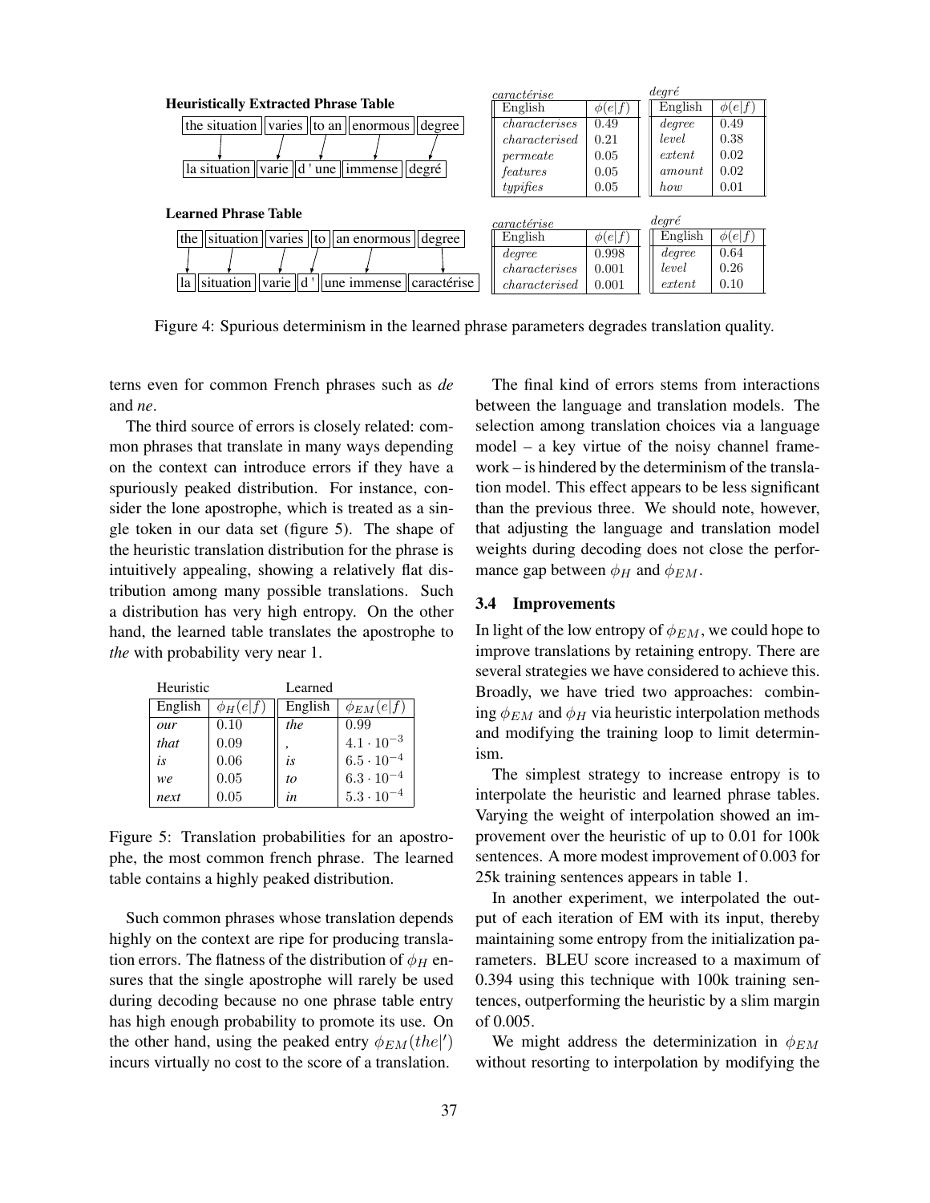**Heuristically Extracted Phrase Table**

the situation | varies | to an | enormous | degree

la situation | varie | d ' une | immense | degré

*caractérise*

| English | $\phi(e\|f)$ |
|---|---|
| *characterises* | 0.49 |
| *characterised* | 0.21 |
| *permeate* | 0.05 |
| *features* | 0.05 |
| *typifies* | 0.05 |

*degré*

| English | $\phi(e\|f)$ |
|---|---|
| *degree* | 0.49 |
| *level* | 0.38 |
| *extent* | 0.02 |
| *amount* | 0.02 |
| *how* | 0.01 |

**Learned Phrase Table**

the | situation | varies | to | an enormous | degree

la | situation | varie | d ' | une immense | caractérise

*caractérise*

| English | $\phi(e\|f)$ |
|---|---|
| *degree* | 0.998 |
| *characterises* | 0.001 |
| *characterised* | 0.001 |

*degré*

| English | $\phi(e\|f)$ |
|---|---|
| *degree* | 0.64 |
| *level* | 0.26 |
| *extent* | 0.10 |

Figure 4: Spurious determinism in the learned phrase parameters degrades translation quality.

terns even for common French phrases such as *de* and *ne*.

The third source of errors is closely related: common phrases that translate in many ways depending on the context can introduce errors if they have a spuriously peaked distribution. For instance, consider the lone apostrophe, which is treated as a single token in our data set (figure 5). The shape of the heuristic translation distribution for the phrase is intuitively appealing, showing a relatively flat distribution among many possible translations. Such a distribution has very high entropy. On the other hand, the learned table translates the apostrophe to *the* with probability very near 1.

| Heuristic | | Learned | |
|---|---|---|---|
| English | $\phi_H(e\|f)$ | English | $\phi_{EM}(e\|f)$ |
| *our* | 0.10 | *the* | 0.99 |
| *that* | 0.09 | *,* | $4.1 \cdot 10^{-3}$ |
| *is* | 0.06 | *is* | $6.5 \cdot 10^{-4}$ |
| *we* | 0.05 | *to* | $6.3 \cdot 10^{-4}$ |
| *next* | 0.05 | *in* | $5.3 \cdot 10^{-4}$ |

Figure 5: Translation probabilities for an apostrophe, the most common french phrase. The learned table contains a highly peaked distribution.

Such common phrases whose translation depends highly on the context are ripe for producing translation errors. The flatness of the distribution of $\phi_H$ ensures that the single apostrophe will rarely be used during decoding because no one phrase table entry has high enough probability to promote its use. On the other hand, using the peaked entry $\phi_{EM}(the|')$ incurs virtually no cost to the score of a translation.

The final kind of errors stems from interactions between the language and translation models. The selection among translation choices via a language model – a key virtue of the noisy channel framework – is hindered by the determinism of the translation model. This effect appears to be less significant than the previous three. We should note, however, that adjusting the language and translation model weights during decoding does not close the performance gap between $\phi_H$ and $\phi_{EM}$.

### 3.4 Improvements

In light of the low entropy of $\phi_{EM}$, we could hope to improve translations by retaining entropy. There are several strategies we have considered to achieve this. Broadly, we have tried two approaches: combining $\phi_{EM}$ and $\phi_H$ via heuristic interpolation methods and modifying the training loop to limit determinism.

The simplest strategy to increase entropy is to interpolate the heuristic and learned phrase tables. Varying the weight of interpolation showed an improvement over the heuristic of up to 0.01 for 100k sentences. A more modest improvement of 0.003 for 25k training sentences appears in table 1.

In another experiment, we interpolated the output of each iteration of EM with its input, thereby maintaining some entropy from the initialization parameters. BLEU score increased to a maximum of 0.394 using this technique with 100k training sentences, outperforming the heuristic by a slim margin of 0.005.

We might address the determinization in $\phi_{EM}$ without resorting to interpolation by modifying the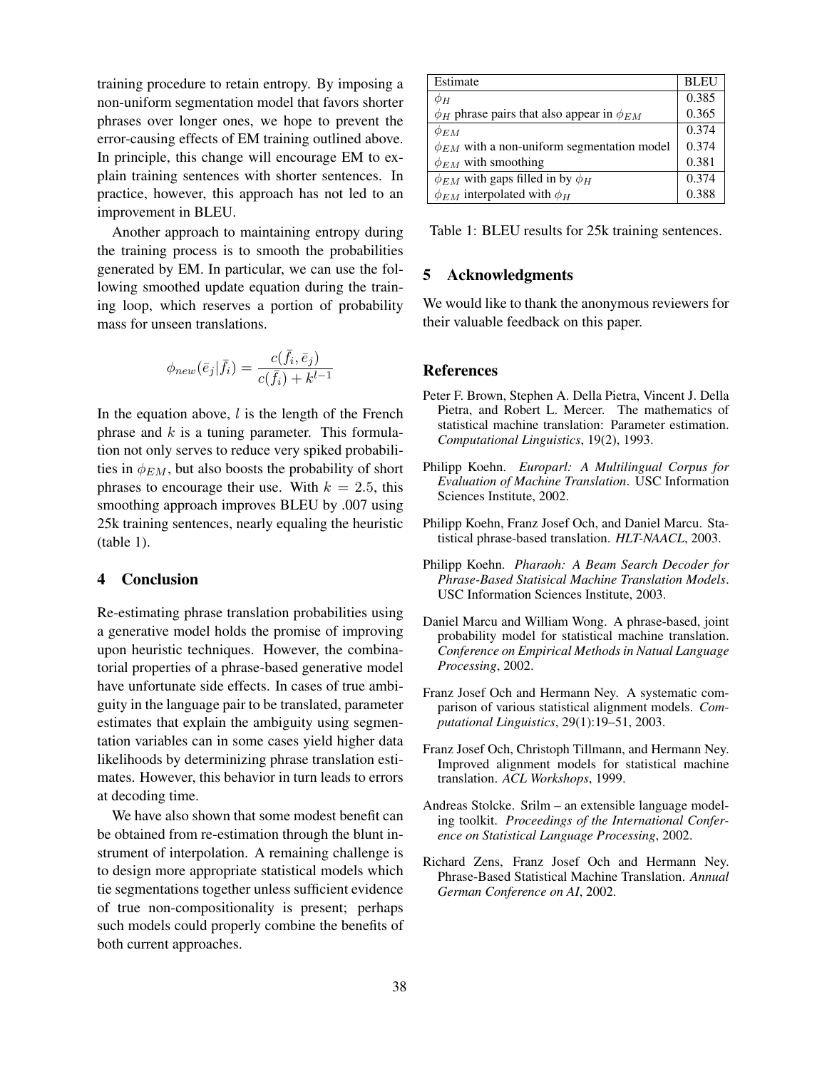training procedure to retain entropy. By imposing a non-uniform segmentation model that favors shorter phrases over longer ones, we hope to prevent the error-causing effects of EM training outlined above. In principle, this change will encourage EM to explain training sentences with shorter sentences. In practice, however, this approach has not led to an improvement in BLEU.

Another approach to maintaining entropy during the training process is to smooth the probabilities generated by EM. In particular, we can use the following smoothed update equation during the training loop, which reserves a portion of probability mass for unseen translations.

$$\phi_{new}(\bar{e}_j|\bar{f}_i) = \frac{c(\bar{f}_i, \bar{e}_j)}{c(\bar{f}_i) + k^{l-1}}$$

In the equation above, $l$ is the length of the French phrase and $k$ is a tuning parameter. This formulation not only serves to reduce very spiked probabilities in $\phi_{EM}$, but also boosts the probability of short phrases to encourage their use. With $k = 2.5$, this smoothing approach improves BLEU by .007 using 25k training sentences, nearly equaling the heuristic (table 1).

| Estimate | BLEU |
|---|---|
| $\phi_H$ | 0.385 |
| $\phi_H$ phrase pairs that also appear in $\phi_{EM}$ | 0.365 |
| $\phi_{EM}$ | 0.374 |
| $\phi_{EM}$ with a non-uniform segmentation model | 0.374 |
| $\phi_{EM}$ with smoothing | 0.381 |
| $\phi_{EM}$ with gaps filled in by $\phi_H$ | 0.374 |
| $\phi_{EM}$ interpolated with $\phi_H$ | 0.388 |

Table 1: BLEU results for 25k training sentences.

## 4 Conclusion

Re-estimating phrase translation probabilities using a generative model holds the promise of improving upon heuristic techniques. However, the combinatorial properties of a phrase-based generative model have unfortunate side effects. In cases of true ambiguity in the language pair to be translated, parameter estimates that explain the ambiguity using segmentation variables can in some cases yield higher data likelihoods by determinizing phrase translation estimates. However, this behavior in turn leads to errors at decoding time.

We have also shown that some modest benefit can be obtained from re-estimation through the blunt instrument of interpolation. A remaining challenge is to design more appropriate statistical models which tie segmentations together unless sufficient evidence of true non-compositionality is present; perhaps such models could properly combine the benefits of both current approaches.

## 5 Acknowledgments

We would like to thank the anonymous reviewers for their valuable feedback on this paper.

## References

Peter F. Brown, Stephen A. Della Pietra, Vincent J. Della Pietra, and Robert L. Mercer. The mathematics of statistical machine translation: Parameter estimation. *Computational Linguistics*, 19(2), 1993.

Philipp Koehn. *Europarl: A Multilingual Corpus for Evaluation of Machine Translation*. USC Information Sciences Institute, 2002.

Philipp Koehn, Franz Josef Och, and Daniel Marcu. Statistical phrase-based translation. *HLT-NAACL*, 2003.

Philipp Koehn. *Pharaoh: A Beam Search Decoder for Phrase-Based Statisical Machine Translation Models*. USC Information Sciences Institute, 2003.

Daniel Marcu and William Wong. A phrase-based, joint probability model for statistical machine translation. *Conference on Empirical Methods in Natual Language Processing*, 2002.

Franz Josef Och and Hermann Ney. A systematic comparison of various statistical alignment models. *Computational Linguistics*, 29(1):19–51, 2003.

Franz Josef Och, Christoph Tillmann, and Hermann Ney. Improved alignment models for statistical machine translation. *ACL Workshops*, 1999.

Andreas Stolcke. Srilm – an extensible language modeling toolkit. *Proceedings of the International Conference on Statistical Language Processing*, 2002.

Richard Zens, Franz Josef Och and Hermann Ney. Phrase-Based Statistical Machine Translation. *Annual German Conference on AI*, 2002.